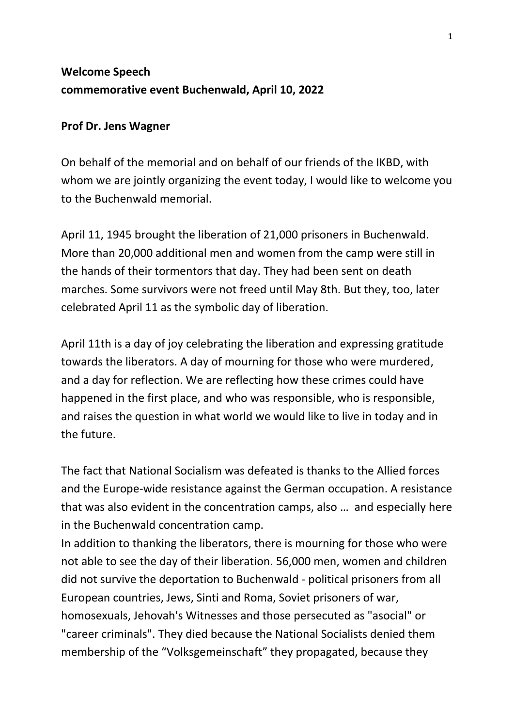**Welcome Speech**
**commemorative event Buchenwald, April 10, 2022**

**Prof Dr. Jens Wagner**

On behalf of the memorial and on behalf of our friends of the IKBD, with whom we are jointly organizing the event today, I would like to welcome you to the Buchenwald memorial.

April 11, 1945 brought the liberation of 21,000 prisoners in Buchenwald. More than 20,000 additional men and women from the camp were still in the hands of their tormentors that day. They had been sent on death marches. Some survivors were not freed until May 8th. But they, too, later celebrated April 11 as the symbolic day of liberation.

April 11th is a day of joy celebrating the liberation and expressing gratitude towards the liberators. A day of mourning for those who were murdered, and a day for reflection. We are reflecting how these crimes could have happened in the first place, and who was responsible, who is responsible, and raises the question in what world we would like to live in today and in the future.

The fact that National Socialism was defeated is thanks to the Allied forces and the Europe-wide resistance against the German occupation. A resistance that was also evident in the concentration camps, also … and especially here in the Buchenwald concentration camp.
In addition to thanking the liberators, there is mourning for those who were not able to see the day of their liberation. 56,000 men, women and children did not survive the deportation to Buchenwald - political prisoners from all European countries, Jews, Sinti and Roma, Soviet prisoners of war, homosexuals, Jehovah's Witnesses and those persecuted as "asocial" or "career criminals". They died because the National Socialists denied them membership of the "Volksgemeinschaft" they propagated, because they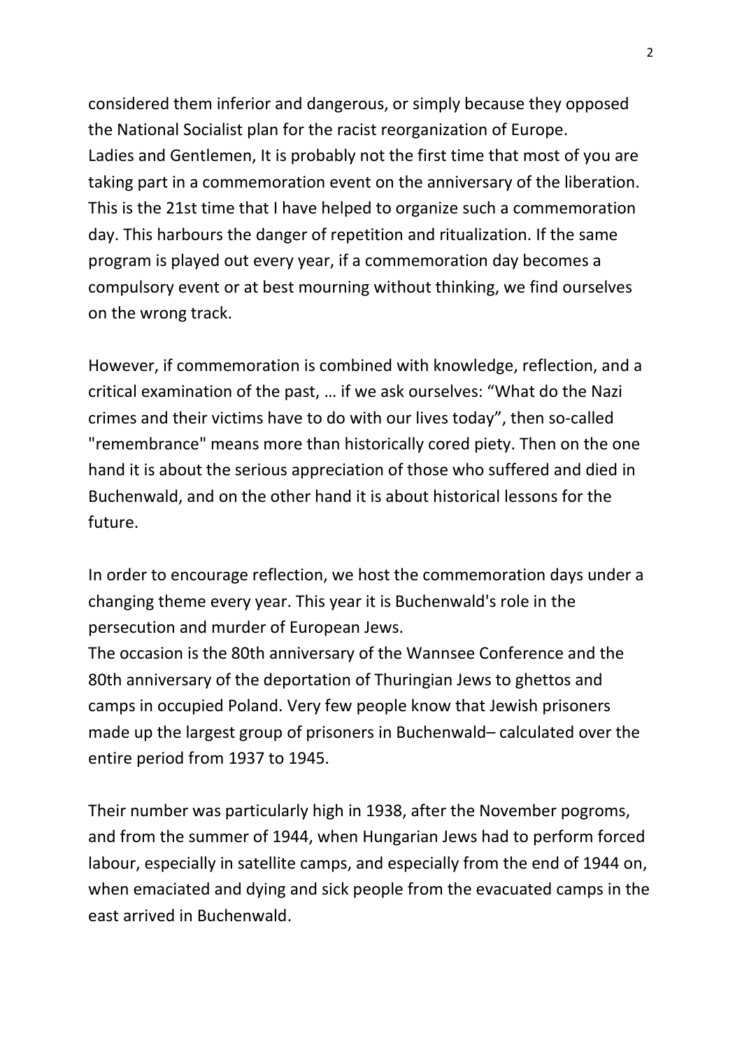considered them inferior and dangerous, or simply because they opposed the National Socialist plan for the racist reorganization of Europe.
Ladies and Gentlemen, It is probably not the first time that most of you are taking part in a commemoration event on the anniversary of the liberation. This is the 21st time that I have helped to organize such a commemoration day. This harbours the danger of repetition and ritualization. If the same program is played out every year, if a commemoration day becomes a compulsory event or at best mourning without thinking, we find ourselves on the wrong track.

However, if commemoration is combined with knowledge, reflection, and a critical examination of the past, … if we ask ourselves: "What do the Nazi crimes and their victims have to do with our lives today", then so-called "remembrance" means more than historically cored piety. Then on the one hand it is about the serious appreciation of those who suffered and died in Buchenwald, and on the other hand it is about historical lessons for the future.

In order to encourage reflection, we host the commemoration days under a changing theme every year. This year it is Buchenwald's role in the persecution and murder of European Jews.
The occasion is the 80th anniversary of the Wannsee Conference and the 80th anniversary of the deportation of Thuringian Jews to ghettos and camps in occupied Poland. Very few people know that Jewish prisoners made up the largest group of prisoners in Buchenwald– calculated over the entire period from 1937 to 1945.

Their number was particularly high in 1938, after the November pogroms, and from the summer of 1944, when Hungarian Jews had to perform forced labour, especially in satellite camps, and especially from the end of 1944 on, when emaciated and dying and sick people from the evacuated camps in the east arrived in Buchenwald.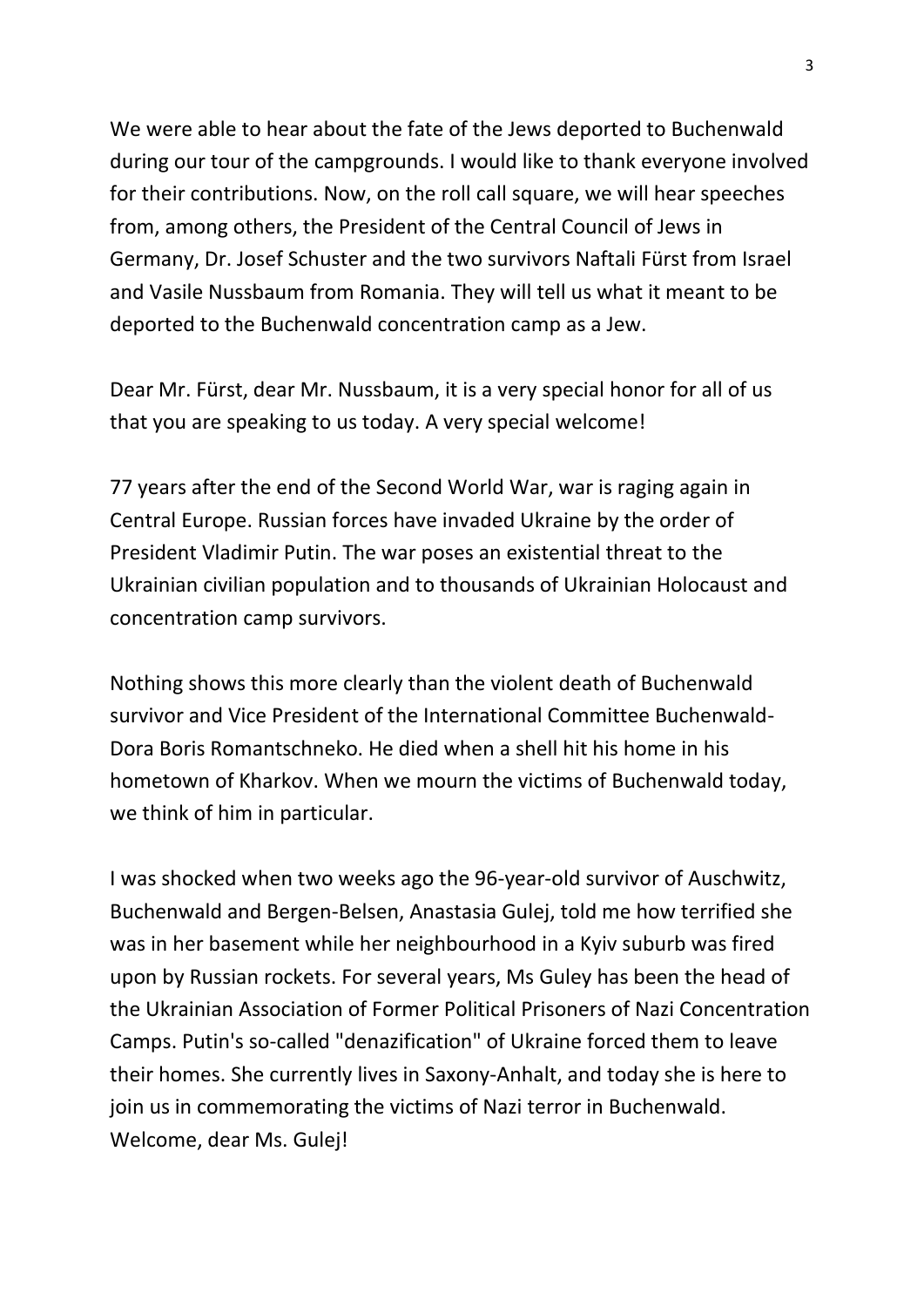We were able to hear about the fate of the Jews deported to Buchenwald during our tour of the campgrounds. I would like to thank everyone involved for their contributions. Now, on the roll call square, we will hear speeches from, among others, the President of the Central Council of Jews in Germany, Dr. Josef Schuster and the two survivors Naftali Fürst from Israel and Vasile Nussbaum from Romania. They will tell us what it meant to be deported to the Buchenwald concentration camp as a Jew.

Dear Mr. Fürst, dear Mr. Nussbaum, it is a very special honor for all of us that you are speaking to us today. A very special welcome!

77 years after the end of the Second World War, war is raging again in Central Europe. Russian forces have invaded Ukraine by the order of President Vladimir Putin. The war poses an existential threat to the Ukrainian civilian population and to thousands of Ukrainian Holocaust and concentration camp survivors.

Nothing shows this more clearly than the violent death of Buchenwald survivor and Vice President of the International Committee Buchenwald-Dora Boris Romantschneko. He died when a shell hit his home in his hometown of Kharkov. When we mourn the victims of Buchenwald today, we think of him in particular.

I was shocked when two weeks ago the 96-year-old survivor of Auschwitz, Buchenwald and Bergen-Belsen, Anastasia Gulej, told me how terrified she was in her basement while her neighbourhood in a Kyiv suburb was fired upon by Russian rockets. For several years, Ms Guley has been the head of the Ukrainian Association of Former Political Prisoners of Nazi Concentration Camps. Putin's so-called "denazification" of Ukraine forced them to leave their homes. She currently lives in Saxony-Anhalt, and today she is here to join us in commemorating the victims of Nazi terror in Buchenwald. Welcome, dear Ms. Gulej!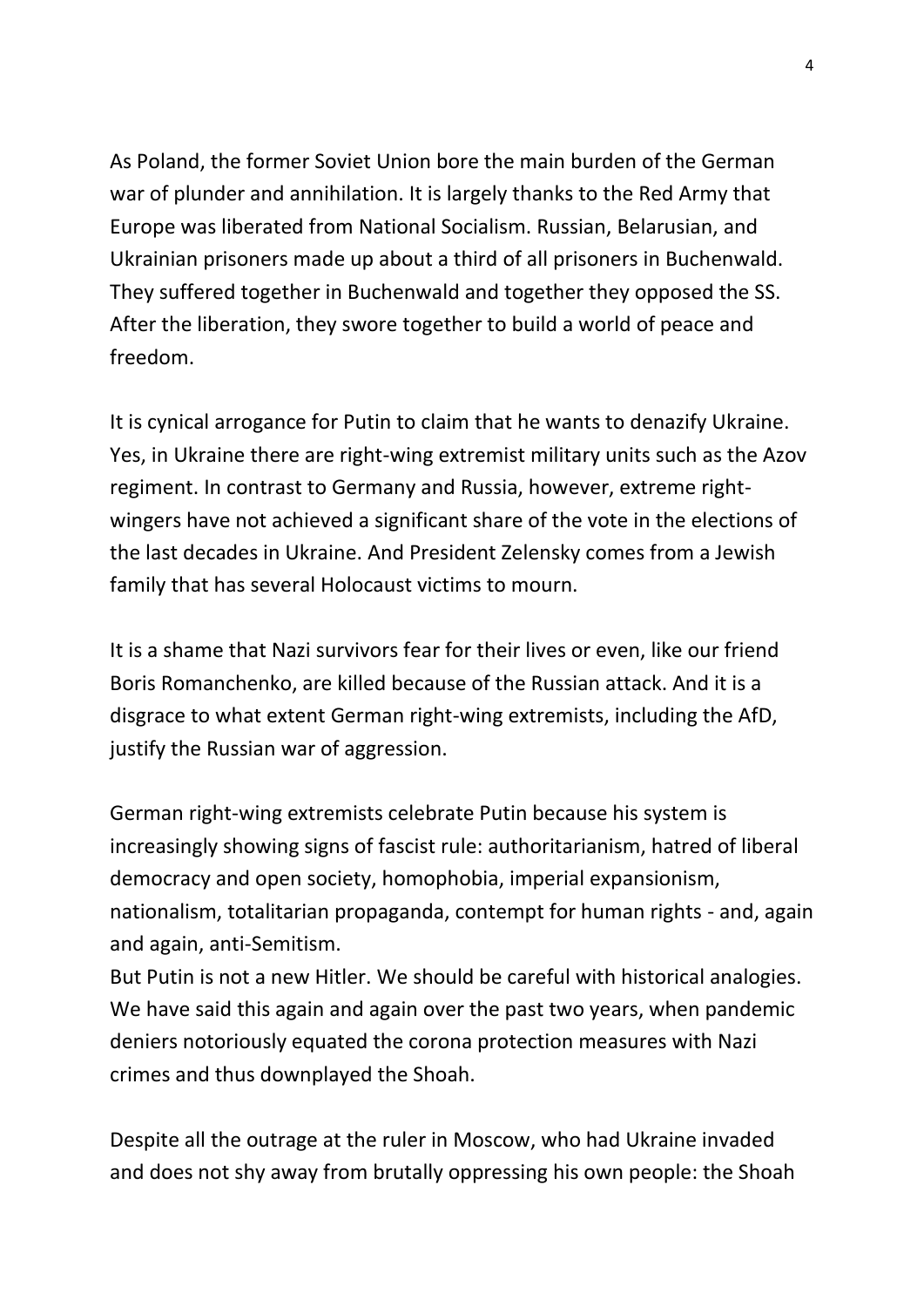As Poland, the former Soviet Union bore the main burden of the German war of plunder and annihilation. It is largely thanks to the Red Army that Europe was liberated from National Socialism. Russian, Belarusian, and Ukrainian prisoners made up about a third of all prisoners in Buchenwald. They suffered together in Buchenwald and together they opposed the SS. After the liberation, they swore together to build a world of peace and freedom.

It is cynical arrogance for Putin to claim that he wants to denazify Ukraine. Yes, in Ukraine there are right-wing extremist military units such as the Azov regiment. In contrast to Germany and Russia, however, extreme right-wingers have not achieved a significant share of the vote in the elections of the last decades in Ukraine. And President Zelensky comes from a Jewish family that has several Holocaust victims to mourn.

It is a shame that Nazi survivors fear for their lives or even, like our friend Boris Romanchenko, are killed because of the Russian attack. And it is a disgrace to what extent German right-wing extremists, including the AfD, justify the Russian war of aggression.

German right-wing extremists celebrate Putin because his system is increasingly showing signs of fascist rule: authoritarianism, hatred of liberal democracy and open society, homophobia, imperial expansionism, nationalism, totalitarian propaganda, contempt for human rights - and, again and again, anti-Semitism.
But Putin is not a new Hitler. We should be careful with historical analogies. We have said this again and again over the past two years, when pandemic deniers notoriously equated the corona protection measures with Nazi crimes and thus downplayed the Shoah.

Despite all the outrage at the ruler in Moscow, who had Ukraine invaded and does not shy away from brutally oppressing his own people: the Shoah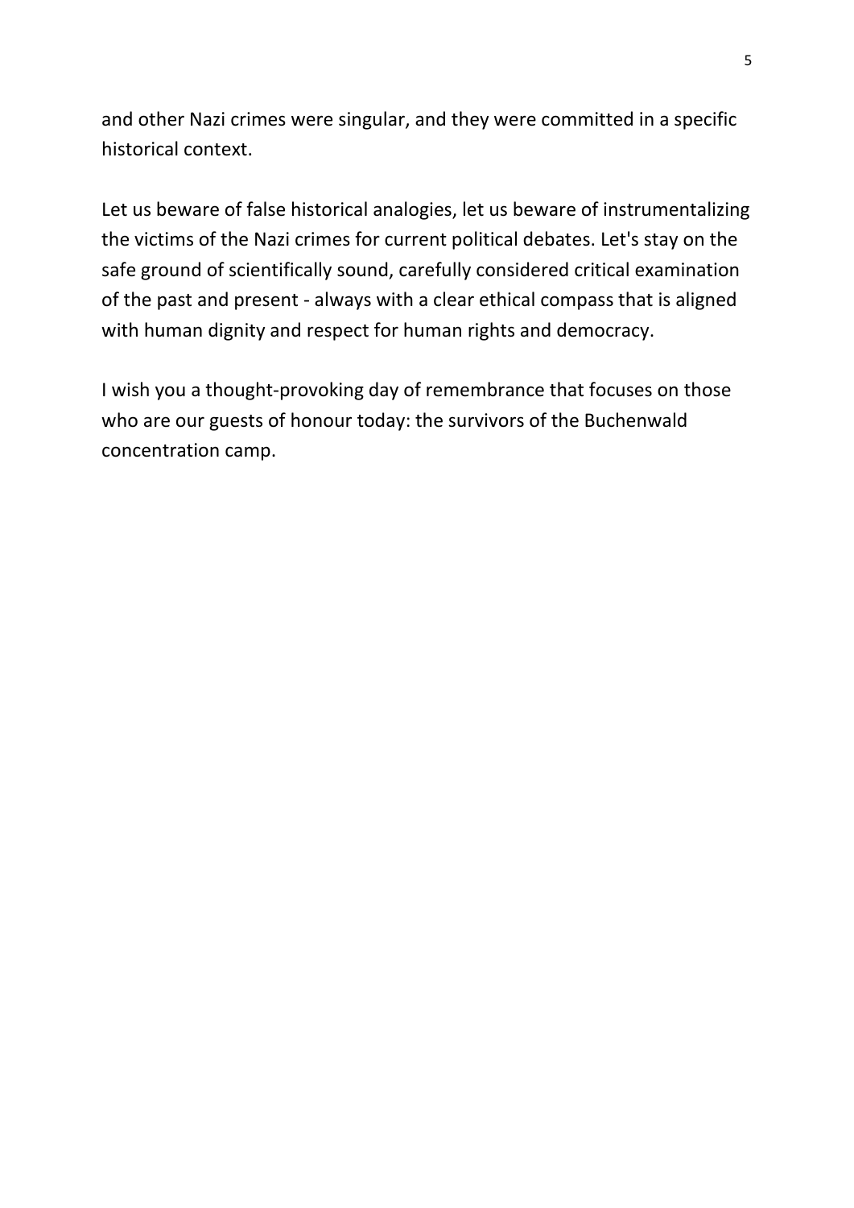and other Nazi crimes were singular, and they were committed in a specific historical context.

Let us beware of false historical analogies, let us beware of instrumentalizing the victims of the Nazi crimes for current political debates. Let's stay on the safe ground of scientifically sound, carefully considered critical examination of the past and present - always with a clear ethical compass that is aligned with human dignity and respect for human rights and democracy.

I wish you a thought-provoking day of remembrance that focuses on those who are our guests of honour today: the survivors of the Buchenwald concentration camp.